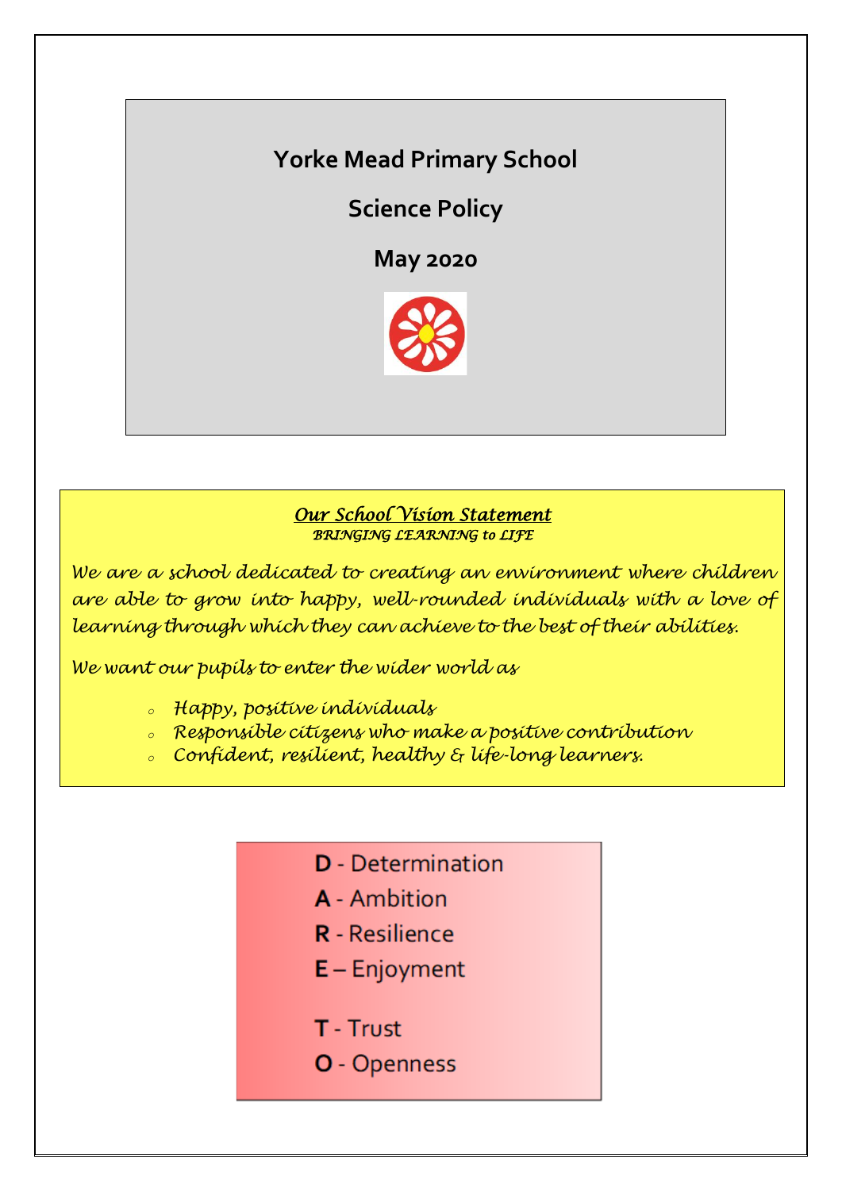# Yorke Mead Primary School

## Science Policy

## May 2020

***Our School Vision Statement***

***BRINGING LEARNING to LIFE***

*We are a school dedicated to creating an environment where children are able to grow into happy, well-rounded individuals with a love of learning through which they can achieve to the best of their abilities.*

*We want our pupils to enter the wider world as*

- *Happy, positive individuals*
- *Responsible citizens who make a positive contribution*
- *Confident, resilient, healthy & life-long learners.*

**D** - Determination
**A** - Ambition
**R** - Resilience
**E** – Enjoyment

**T** - Trust
**O** - Openness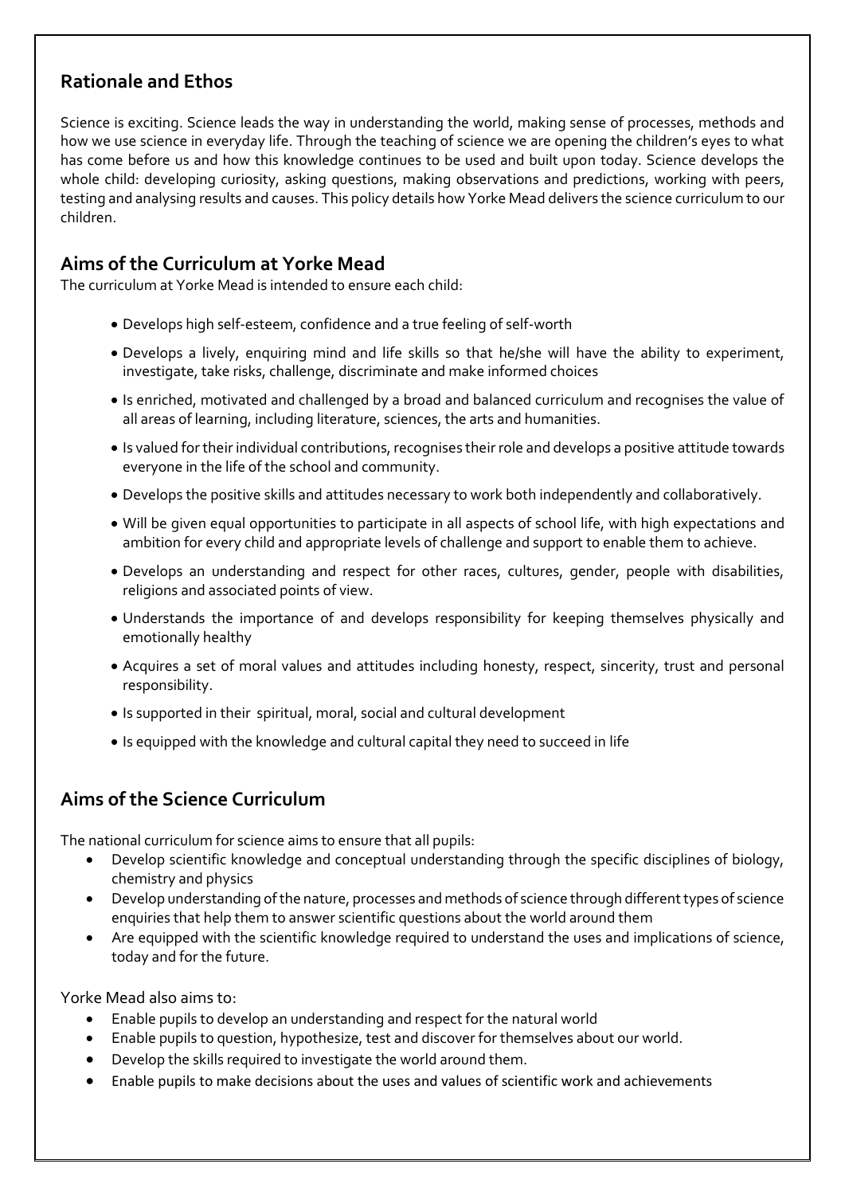## Rationale and Ethos

Science is exciting. Science leads the way in understanding the world, making sense of processes, methods and how we use science in everyday life. Through the teaching of science we are opening the children's eyes to what has come before us and how this knowledge continues to be used and built upon today. Science develops the whole child: developing curiosity, asking questions, making observations and predictions, working with peers, testing and analysing results and causes. This policy details how Yorke Mead delivers the science curriculum to our children.

## Aims of the Curriculum at Yorke Mead

The curriculum at Yorke Mead is intended to ensure each child:

- Develops high self-esteem, confidence and a true feeling of self-worth
- Develops a lively, enquiring mind and life skills so that he/she will have the ability to experiment, investigate, take risks, challenge, discriminate and make informed choices
- Is enriched, motivated and challenged by a broad and balanced curriculum and recognises the value of all areas of learning, including literature, sciences, the arts and humanities.
- Is valued for their individual contributions, recognises their role and develops a positive attitude towards everyone in the life of the school and community.
- Develops the positive skills and attitudes necessary to work both independently and collaboratively.
- Will be given equal opportunities to participate in all aspects of school life, with high expectations and ambition for every child and appropriate levels of challenge and support to enable them to achieve.
- Develops an understanding and respect for other races, cultures, gender, people with disabilities, religions and associated points of view.
- Understands the importance of and develops responsibility for keeping themselves physically and emotionally healthy
- Acquires a set of moral values and attitudes including honesty, respect, sincerity, trust and personal responsibility.
- Is supported in their spiritual, moral, social and cultural development
- Is equipped with the knowledge and cultural capital they need to succeed in life

## Aims of the Science Curriculum

The national curriculum for science aims to ensure that all pupils:

- Develop scientific knowledge and conceptual understanding through the specific disciplines of biology, chemistry and physics
- Develop understanding of the nature, processes and methods of science through different types of science enquiries that help them to answer scientific questions about the world around them
- Are equipped with the scientific knowledge required to understand the uses and implications of science, today and for the future.

Yorke Mead also aims to:

- Enable pupils to develop an understanding and respect for the natural world
- Enable pupils to question, hypothesize, test and discover for themselves about our world.
- Develop the skills required to investigate the world around them.
- Enable pupils to make decisions about the uses and values of scientific work and achievements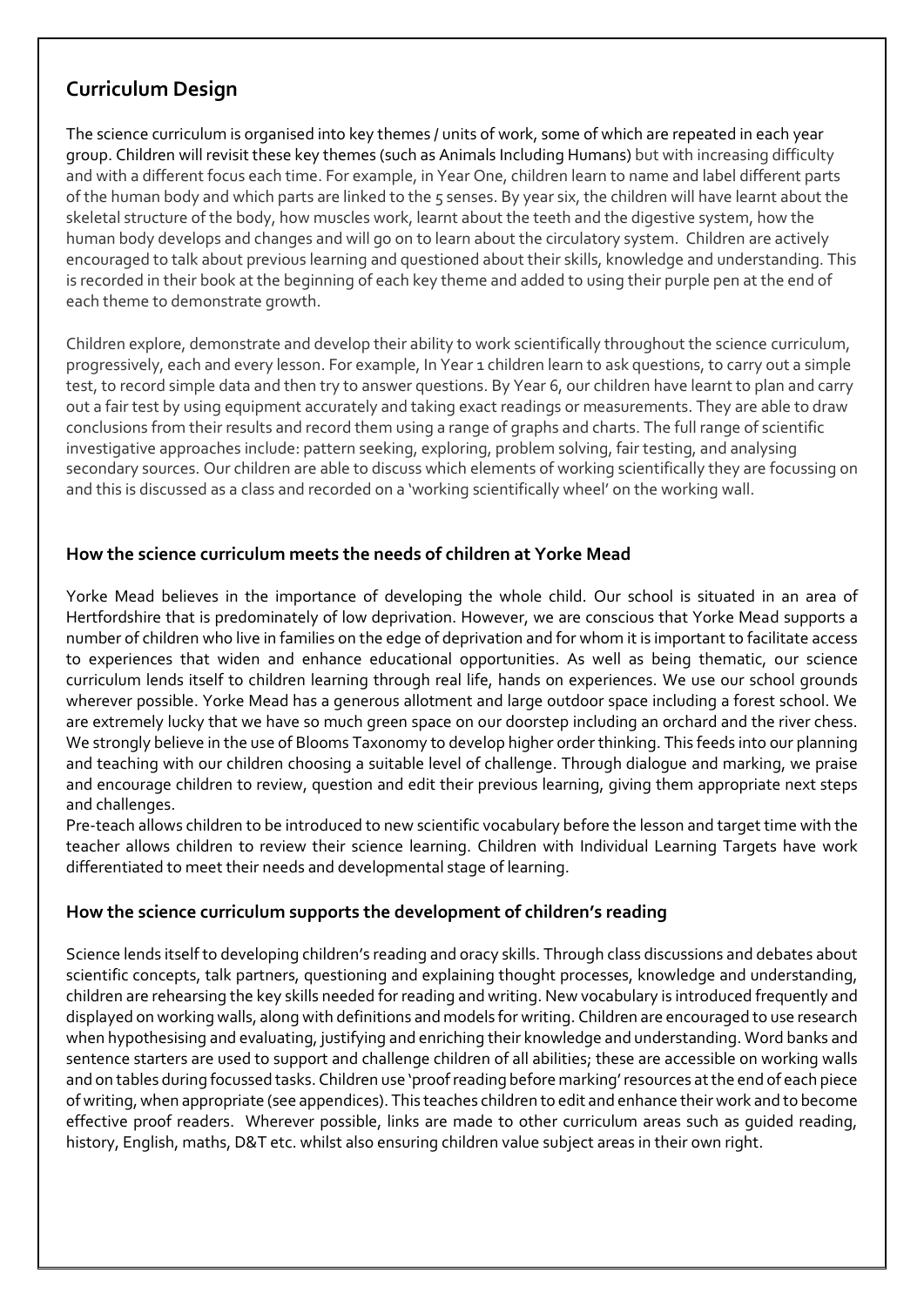## Curriculum Design

The science curriculum is organised into key themes / units of work, some of which are repeated in each year group. Children will revisit these key themes (such as Animals Including Humans) but with increasing difficulty and with a different focus each time. For example, in Year One, children learn to name and label different parts of the human body and which parts are linked to the 5 senses. By year six, the children will have learnt about the skeletal structure of the body, how muscles work, learnt about the teeth and the digestive system, how the human body develops and changes and will go on to learn about the circulatory system. Children are actively encouraged to talk about previous learning and questioned about their skills, knowledge and understanding. This is recorded in their book at the beginning of each key theme and added to using their purple pen at the end of each theme to demonstrate growth.

Children explore, demonstrate and develop their ability to work scientifically throughout the science curriculum, progressively, each and every lesson. For example, In Year 1 children learn to ask questions, to carry out a simple test, to record simple data and then try to answer questions. By Year 6, our children have learnt to plan and carry out a fair test by using equipment accurately and taking exact readings or measurements. They are able to draw conclusions from their results and record them using a range of graphs and charts. The full range of scientific investigative approaches include: pattern seeking, exploring, problem solving, fair testing, and analysing secondary sources. Our children are able to discuss which elements of working scientifically they are focussing on and this is discussed as a class and recorded on a 'working scientifically wheel' on the working wall.

### How the science curriculum meets the needs of children at Yorke Mead

Yorke Mead believes in the importance of developing the whole child. Our school is situated in an area of Hertfordshire that is predominately of low deprivation. However, we are conscious that Yorke Mead supports a number of children who live in families on the edge of deprivation and for whom it is important to facilitate access to experiences that widen and enhance educational opportunities. As well as being thematic, our science curriculum lends itself to children learning through real life, hands on experiences. We use our school grounds wherever possible. Yorke Mead has a generous allotment and large outdoor space including a forest school. We are extremely lucky that we have so much green space on our doorstep including an orchard and the river chess. We strongly believe in the use of Blooms Taxonomy to develop higher order thinking. This feeds into our planning and teaching with our children choosing a suitable level of challenge. Through dialogue and marking, we praise and encourage children to review, question and edit their previous learning, giving them appropriate next steps and challenges.

Pre-teach allows children to be introduced to new scientific vocabulary before the lesson and target time with the teacher allows children to review their science learning. Children with Individual Learning Targets have work differentiated to meet their needs and developmental stage of learning.

### How the science curriculum supports the development of children's reading

Science lends itself to developing children's reading and oracy skills. Through class discussions and debates about scientific concepts, talk partners, questioning and explaining thought processes, knowledge and understanding, children are rehearsing the key skills needed for reading and writing. New vocabulary is introduced frequently and displayed on working walls, along with definitions and models for writing. Children are encouraged to use research when hypothesising and evaluating, justifying and enriching their knowledge and understanding. Word banks and sentence starters are used to support and challenge children of all abilities; these are accessible on working walls and on tables during focussed tasks. Children use 'proof reading before marking' resources at the end of each piece of writing, when appropriate (see appendices). This teaches children to edit and enhance their work and to become effective proof readers. Wherever possible, links are made to other curriculum areas such as guided reading, history, English, maths, D&T etc. whilst also ensuring children value subject areas in their own right.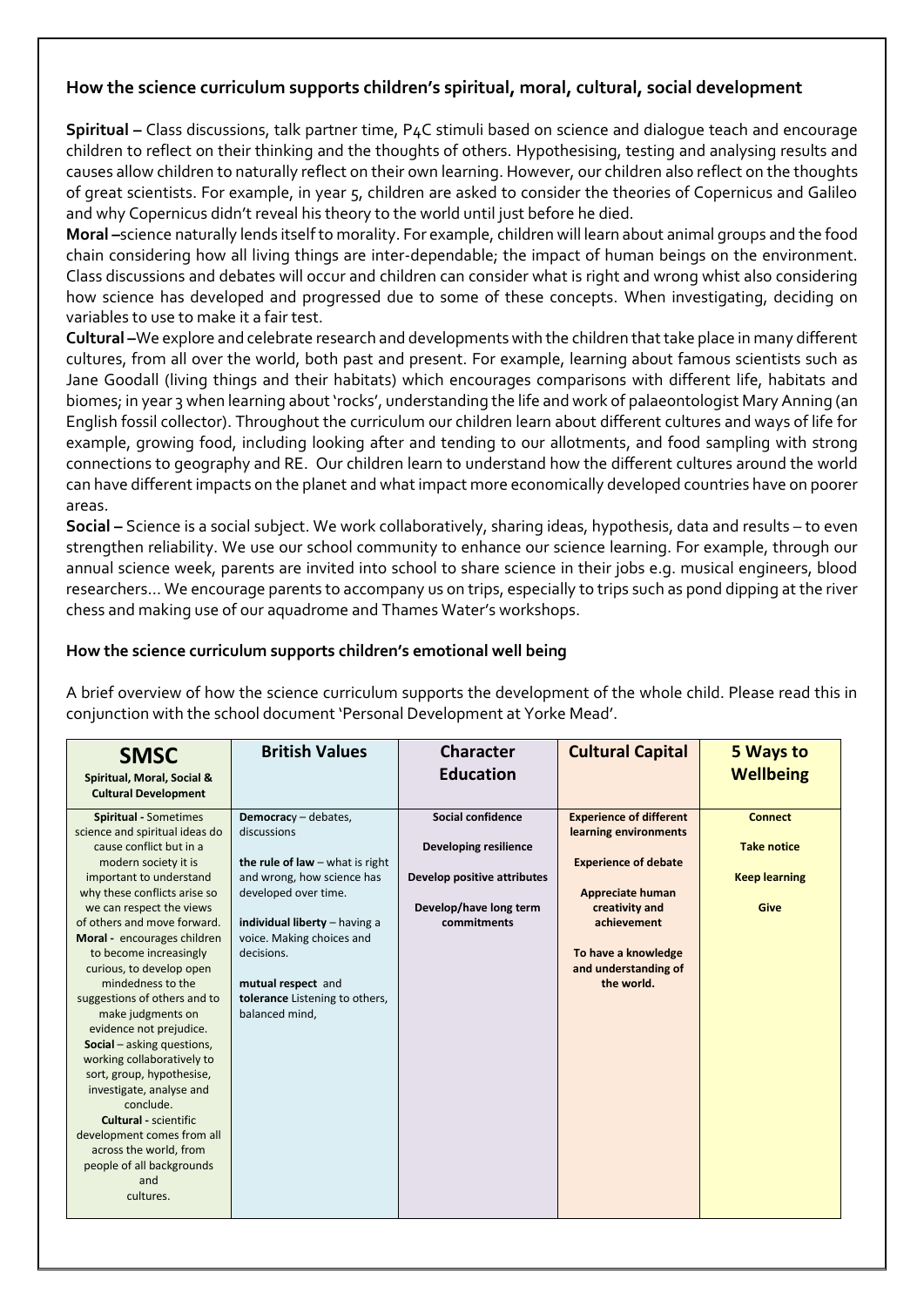## How the science curriculum supports children's spiritual, moral, cultural, social development

**Spiritual –** Class discussions, talk partner time, P4C stimuli based on science and dialogue teach and encourage children to reflect on their thinking and the thoughts of others. Hypothesising, testing and analysing results and causes allow children to naturally reflect on their own learning. However, our children also reflect on the thoughts of great scientists. For example, in year 5, children are asked to consider the theories of Copernicus and Galileo and why Copernicus didn't reveal his theory to the world until just before he died.

**Moral –**science naturally lends itself to morality. For example, children will learn about animal groups and the food chain considering how all living things are inter-dependable; the impact of human beings on the environment. Class discussions and debates will occur and children can consider what is right and wrong whist also considering how science has developed and progressed due to some of these concepts. When investigating, deciding on variables to use to make it a fair test.

**Cultural –**We explore and celebrate research and developments with the children that take place in many different cultures, from all over the world, both past and present. For example, learning about famous scientists such as Jane Goodall (living things and their habitats) which encourages comparisons with different life, habitats and biomes; in year 3 when learning about 'rocks', understanding the life and work of palaeontologist Mary Anning (an English fossil collector). Throughout the curriculum our children learn about different cultures and ways of life for example, growing food, including looking after and tending to our allotments, and food sampling with strong connections to geography and RE. Our children learn to understand how the different cultures around the world can have different impacts on the planet and what impact more economically developed countries have on poorer areas.

**Social –** Science is a social subject. We work collaboratively, sharing ideas, hypothesis, data and results – to even strengthen reliability. We use our school community to enhance our science learning. For example, through our annual science week, parents are invited into school to share science in their jobs e.g. musical engineers, blood researchers… We encourage parents to accompany us on trips, especially to trips such as pond dipping at the river chess and making use of our aquadrome and Thames Water's workshops.

### How the science curriculum supports children's emotional well being

A brief overview of how the science curriculum supports the development of the whole child. Please read this in conjunction with the school document 'Personal Development at Yorke Mead'.

| **SMSC**<br>**Spiritual, Moral, Social & Cultural Development** | **British Values** | **Character Education** | **Cultural Capital** | **5 Ways to Wellbeing** |
|---|---|---|---|---|
| **Spiritual -** Sometimes science and spiritual ideas do cause conflict but in a modern society it is important to understand why these conflicts arise so we can respect the views of others and move forward.<br>**Moral -** encourages children to become increasingly curious, to develop open mindedness to the suggestions of others and to make judgments on evidence not prejudice.<br>**Social** – asking questions, working collaboratively to sort, group, hypothesise, investigate, analyse and conclude.<br>**Cultural -** scientific development comes from all across the world, from people of all backgrounds and cultures. | **Democracy** – debates, discussions<br><br>**the rule of law** – what is right and wrong, how science has developed over time.<br><br>**individual liberty** – having a voice. Making choices and decisions.<br><br>**mutual respect** and **tolerance** Listening to others, balanced mind, | **Social confidence**<br><br>**Developing resilience**<br><br>**Develop positive attributes**<br><br>**Develop/have long term commitments** | **Experience of different learning environments**<br><br>**Experience of debate**<br><br>**Appreciate human creativity and achievement**<br><br>**To have a knowledge and understanding of the world.** | **Connect**<br><br>**Take notice**<br><br>**Keep learning**<br><br>**Give** |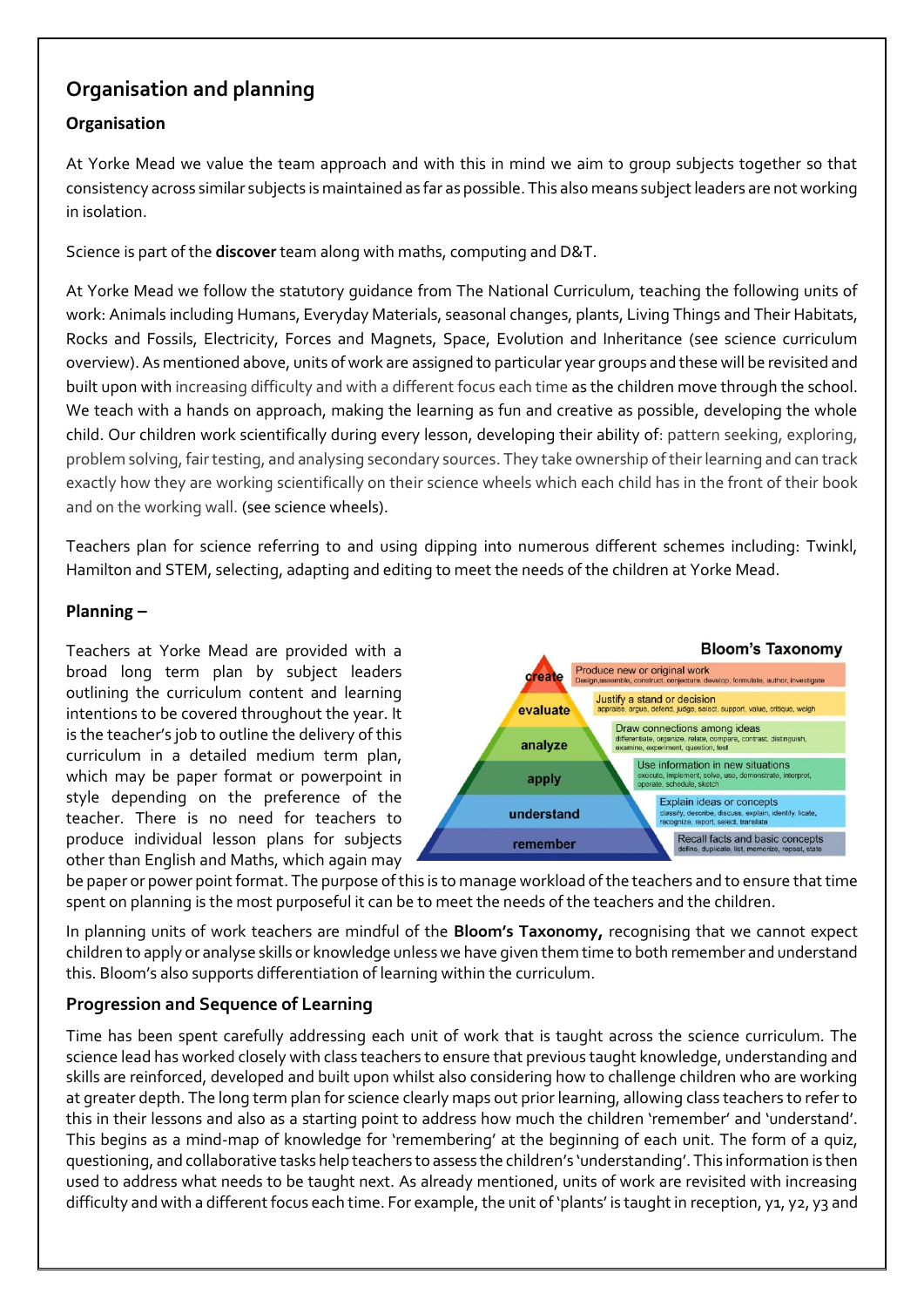## Organisation and planning

### Organisation

At Yorke Mead we value the team approach and with this in mind we aim to group subjects together so that consistency across similar subjects is maintained as far as possible. This also means subject leaders are not working in isolation.

Science is part of the **discover** team along with maths, computing and D&T.

At Yorke Mead we follow the statutory guidance from The National Curriculum, teaching the following units of work: Animals including Humans, Everyday Materials, seasonal changes, plants, Living Things and Their Habitats, Rocks and Fossils, Electricity, Forces and Magnets, Space, Evolution and Inheritance (see science curriculum overview). As mentioned above, units of work are assigned to particular year groups and these will be revisited and built upon with increasing difficulty and with a different focus each time as the children move through the school. We teach with a hands on approach, making the learning as fun and creative as possible, developing the whole child. Our children work scientifically during every lesson, developing their ability of: pattern seeking, exploring, problem solving, fair testing, and analysing secondary sources. They take ownership of their learning and can track exactly how they are working scientifically on their science wheels which each child has in the front of their book and on the working wall. (see science wheels).

Teachers plan for science referring to and using dipping into numerous different schemes including: Twinkl, Hamilton and STEM, selecting, adapting and editing to meet the needs of the children at Yorke Mead.

### Planning –

Teachers at Yorke Mead are provided with a broad long term plan by subject leaders outlining the curriculum content and learning intentions to be covered throughout the year. It is the teacher's job to outline the delivery of this curriculum in a detailed medium term plan, which may be paper format or powerpoint in style depending on the preference of the teacher. There is no need for teachers to produce individual lesson plans for subjects other than English and Maths, which again may be paper or power point format. The purpose of this is to manage workload of the teachers and to ensure that time spent on planning is the most purposeful it can be to meet the needs of the teachers and the children.

**Bloom's Taxonomy**

| Level | Description |
| --- | --- |
| create | Produce new or original work — Design, assemble, construct, conjecture, develop, formulate, author, investigate |
| evaluate | Justify a stand or decision — appraise, argue, defend, judge, select, support, value, critique, weigh |
| analyze | Draw connections among ideas — differentiate, organize, relate, compare, contrast, distinguish, examine, experiment, question, test |
| apply | Use information in new situations — execute, implement, solve, use, demonstrate, interpret, operate, schedule, sketch |
| understand | Explain ideas or concepts — classify, describe, discuss, explain, identify, locate, recognize, report, select, translate |
| remember | Recall facts and basic concepts — define, duplicate, list, memorize, repeat, state |

In planning units of work teachers are mindful of the **Bloom's Taxonomy,** recognising that we cannot expect children to apply or analyse skills or knowledge unless we have given them time to both remember and understand this. Bloom's also supports differentiation of learning within the curriculum.

### Progression and Sequence of Learning

Time has been spent carefully addressing each unit of work that is taught across the science curriculum. The science lead has worked closely with class teachers to ensure that previous taught knowledge, understanding and skills are reinforced, developed and built upon whilst also considering how to challenge children who are working at greater depth. The long term plan for science clearly maps out prior learning, allowing class teachers to refer to this in their lessons and also as a starting point to address how much the children 'remember' and 'understand'. This begins as a mind-map of knowledge for 'remembering' at the beginning of each unit. The form of a quiz, questioning, and collaborative tasks help teachers to assess the children's 'understanding'. This information is then used to address what needs to be taught next. As already mentioned, units of work are revisited with increasing difficulty and with a different focus each time. For example, the unit of 'plants' is taught in reception, y1, y2, y3 and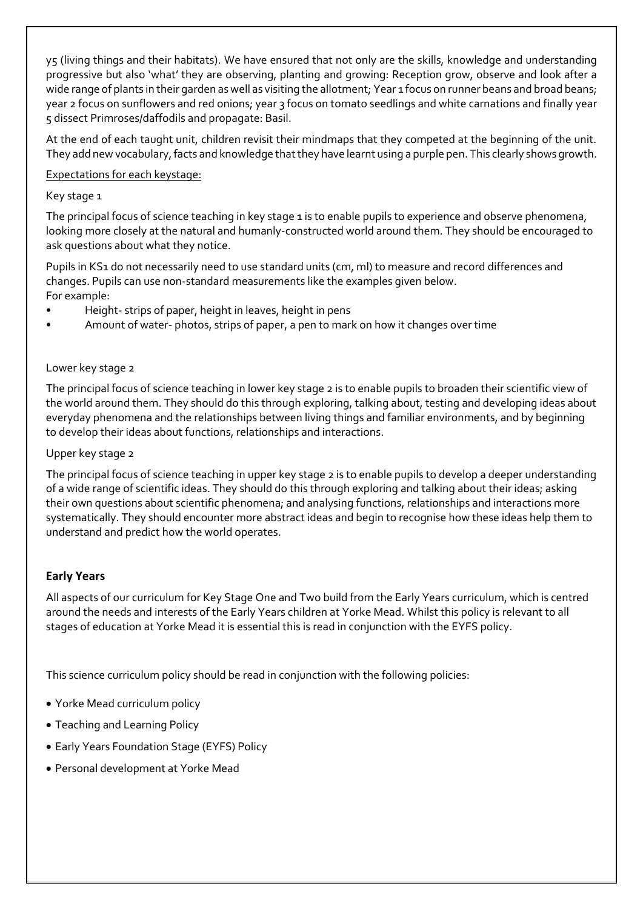y5 (living things and their habitats). We have ensured that not only are the skills, knowledge and understanding progressive but also 'what' they are observing, planting and growing: Reception grow, observe and look after a wide range of plants in their garden as well as visiting the allotment; Year 1 focus on runner beans and broad beans; year 2 focus on sunflowers and red onions; year 3 focus on tomato seedlings and white carnations and finally year 5 dissect Primroses/daffodils and propagate: Basil.

At the end of each taught unit, children revisit their mindmaps that they competed at the beginning of the unit. They add new vocabulary, facts and knowledge that they have learnt using a purple pen. This clearly shows growth.

Expectations for each keystage:

Key stage 1

The principal focus of science teaching in key stage 1 is to enable pupils to experience and observe phenomena, looking more closely at the natural and humanly-constructed world around them. They should be encouraged to ask questions about what they notice.

Pupils in KS1 do not necessarily need to use standard units (cm, ml) to measure and record differences and changes. Pupils can use non-standard measurements like the examples given below.
For example:

- Height- strips of paper, height in leaves, height in pens
- Amount of water- photos, strips of paper, a pen to mark on how it changes over time

Lower key stage 2

The principal focus of science teaching in lower key stage 2 is to enable pupils to broaden their scientific view of the world around them. They should do this through exploring, talking about, testing and developing ideas about everyday phenomena and the relationships between living things and familiar environments, and by beginning to develop their ideas about functions, relationships and interactions.

Upper key stage 2

The principal focus of science teaching in upper key stage 2 is to enable pupils to develop a deeper understanding of a wide range of scientific ideas. They should do this through exploring and talking about their ideas; asking their own questions about scientific phenomena; and analysing functions, relationships and interactions more systematically. They should encounter more abstract ideas and begin to recognise how these ideas help them to understand and predict how the world operates.

**Early Years**

All aspects of our curriculum for Key Stage One and Two build from the Early Years curriculum, which is centred around the needs and interests of the Early Years children at Yorke Mead. Whilst this policy is relevant to all stages of education at Yorke Mead it is essential this is read in conjunction with the EYFS policy.

This science curriculum policy should be read in conjunction with the following policies:

- Yorke Mead curriculum policy
- Teaching and Learning Policy
- Early Years Foundation Stage (EYFS) Policy
- Personal development at Yorke Mead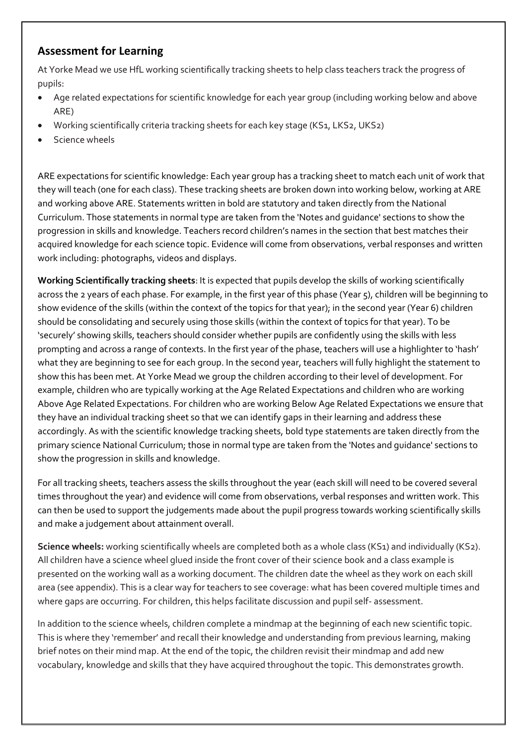## Assessment for Learning

At Yorke Mead we use HfL working scientifically tracking sheets to help class teachers track the progress of pupils:

- Age related expectations for scientific knowledge for each year group (including working below and above ARE)
- Working scientifically criteria tracking sheets for each key stage (KS1, LKS2, UKS2)
- Science wheels

ARE expectations for scientific knowledge: Each year group has a tracking sheet to match each unit of work that they will teach (one for each class). These tracking sheets are broken down into working below, working at ARE and working above ARE. Statements written in bold are statutory and taken directly from the National Curriculum. Those statements in normal type are taken from the 'Notes and guidance' sections to show the progression in skills and knowledge. Teachers record children's names in the section that best matches their acquired knowledge for each science topic. Evidence will come from observations, verbal responses and written work including: photographs, videos and displays.

**Working Scientifically tracking sheets**: It is expected that pupils develop the skills of working scientifically across the 2 years of each phase. For example, in the first year of this phase (Year 5), children will be beginning to show evidence of the skills (within the context of the topics for that year); in the second year (Year 6) children should be consolidating and securely using those skills (within the context of topics for that year). To be 'securely' showing skills, teachers should consider whether pupils are confidently using the skills with less prompting and across a range of contexts. In the first year of the phase, teachers will use a highlighter to 'hash' what they are beginning to see for each group. In the second year, teachers will fully highlight the statement to show this has been met. At Yorke Mead we group the children according to their level of development. For example, children who are typically working at the Age Related Expectations and children who are working Above Age Related Expectations. For children who are working Below Age Related Expectations we ensure that they have an individual tracking sheet so that we can identify gaps in their learning and address these accordingly. As with the scientific knowledge tracking sheets, bold type statements are taken directly from the primary science National Curriculum; those in normal type are taken from the 'Notes and guidance' sections to show the progression in skills and knowledge.

For all tracking sheets, teachers assess the skills throughout the year (each skill will need to be covered several times throughout the year) and evidence will come from observations, verbal responses and written work. This can then be used to support the judgements made about the pupil progress towards working scientifically skills and make a judgement about attainment overall.

**Science wheels:** working scientifically wheels are completed both as a whole class (KS1) and individually (KS2). All children have a science wheel glued inside the front cover of their science book and a class example is presented on the working wall as a working document. The children date the wheel as they work on each skill area (see appendix). This is a clear way for teachers to see coverage: what has been covered multiple times and where gaps are occurring. For children, this helps facilitate discussion and pupil self- assessment.

In addition to the science wheels, children complete a mindmap at the beginning of each new scientific topic. This is where they 'remember' and recall their knowledge and understanding from previous learning, making brief notes on their mind map. At the end of the topic, the children revisit their mindmap and add new vocabulary, knowledge and skills that they have acquired throughout the topic. This demonstrates growth.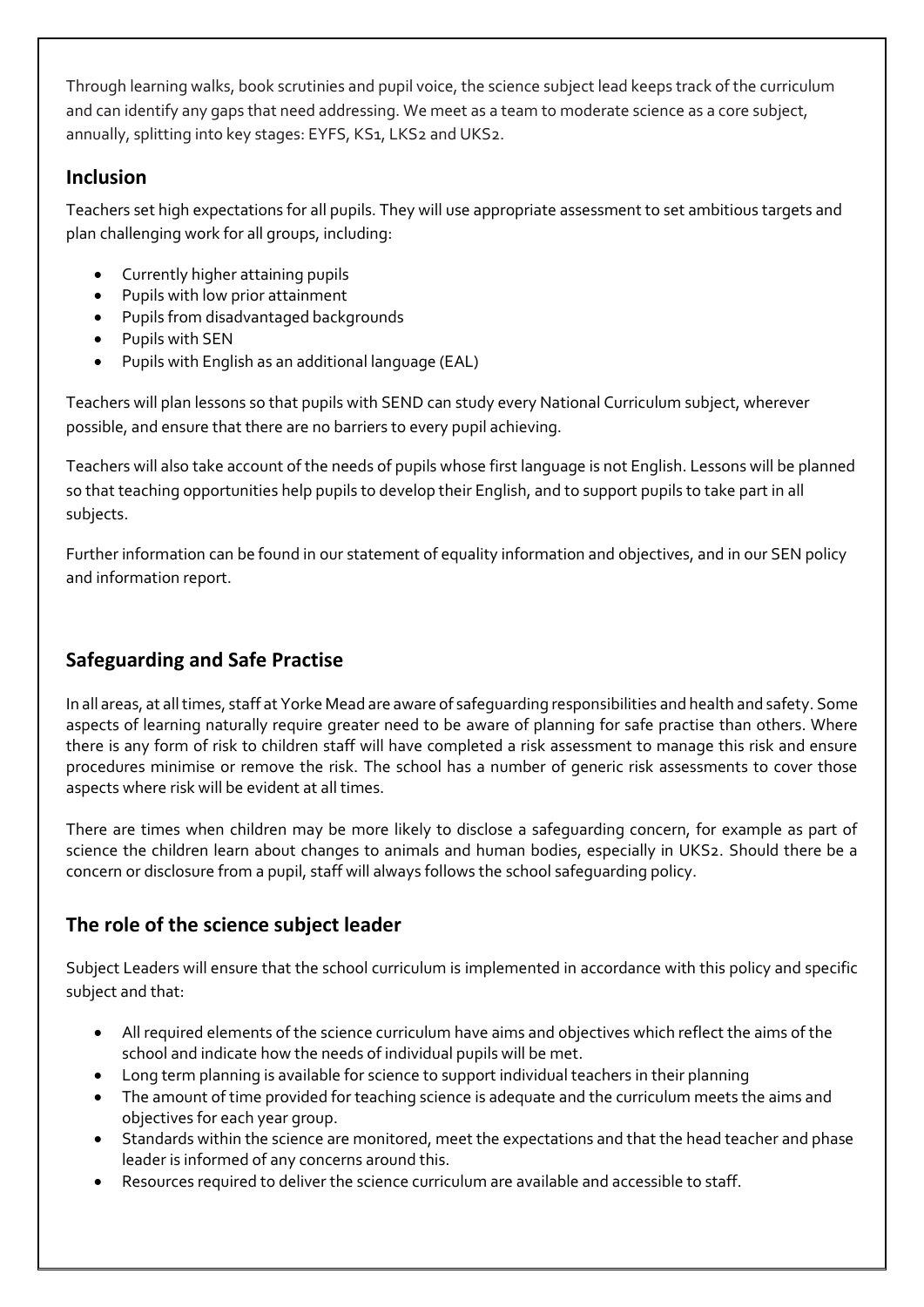Through learning walks, book scrutinies and pupil voice, the science subject lead keeps track of the curriculum and can identify any gaps that need addressing. We meet as a team to moderate science as a core subject, annually, splitting into key stages: EYFS, KS1, LKS2 and UKS2.

## Inclusion

Teachers set high expectations for all pupils. They will use appropriate assessment to set ambitious targets and plan challenging work for all groups, including:

- Currently higher attaining pupils
- Pupils with low prior attainment
- Pupils from disadvantaged backgrounds
- Pupils with SEN
- Pupils with English as an additional language (EAL)

Teachers will plan lessons so that pupils with SEND can study every National Curriculum subject, wherever possible, and ensure that there are no barriers to every pupil achieving.

Teachers will also take account of the needs of pupils whose first language is not English. Lessons will be planned so that teaching opportunities help pupils to develop their English, and to support pupils to take part in all subjects.

Further information can be found in our statement of equality information and objectives, and in our SEN policy and information report.

## Safeguarding and Safe Practise

In all areas, at all times, staff at Yorke Mead are aware of safeguarding responsibilities and health and safety. Some aspects of learning naturally require greater need to be aware of planning for safe practise than others. Where there is any form of risk to children staff will have completed a risk assessment to manage this risk and ensure procedures minimise or remove the risk. The school has a number of generic risk assessments to cover those aspects where risk will be evident at all times.

There are times when children may be more likely to disclose a safeguarding concern, for example as part of science the children learn about changes to animals and human bodies, especially in UKS2. Should there be a concern or disclosure from a pupil, staff will always follows the school safeguarding policy.

## The role of the science subject leader

Subject Leaders will ensure that the school curriculum is implemented in accordance with this policy and specific subject and that:

- All required elements of the science curriculum have aims and objectives which reflect the aims of the school and indicate how the needs of individual pupils will be met.
- Long term planning is available for science to support individual teachers in their planning
- The amount of time provided for teaching science is adequate and the curriculum meets the aims and objectives for each year group.
- Standards within the science are monitored, meet the expectations and that the head teacher and phase leader is informed of any concerns around this.
- Resources required to deliver the science curriculum are available and accessible to staff.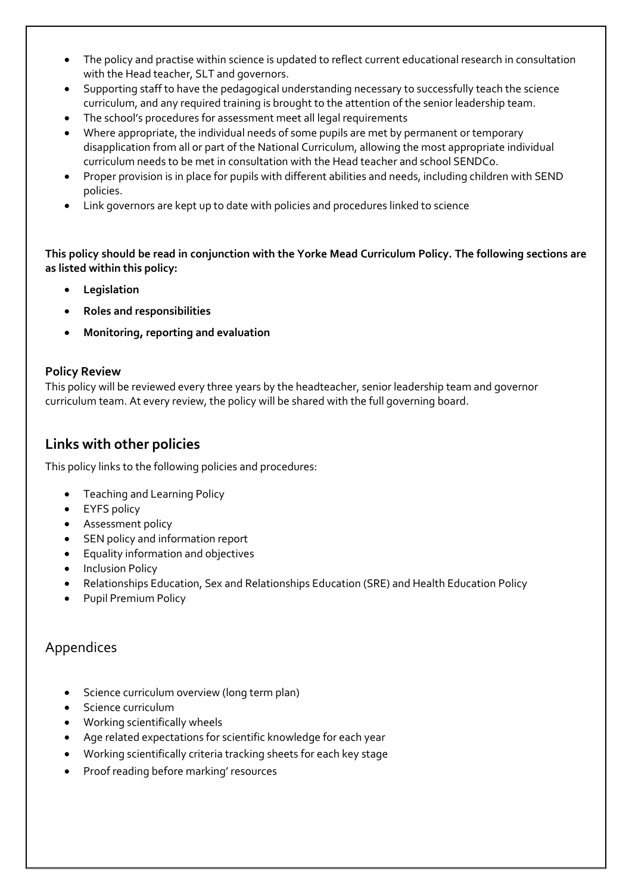- The policy and practise within science is updated to reflect current educational research in consultation with the Head teacher, SLT and governors.
- Supporting staff to have the pedagogical understanding necessary to successfully teach the science curriculum, and any required training is brought to the attention of the senior leadership team.
- The school's procedures for assessment meet all legal requirements
- Where appropriate, the individual needs of some pupils are met by permanent or temporary disapplication from all or part of the National Curriculum, allowing the most appropriate individual curriculum needs to be met in consultation with the Head teacher and school SENDCo.
- Proper provision is in place for pupils with different abilities and needs, including children with SEND policies.
- Link governors are kept up to date with policies and procedures linked to science

**This policy should be read in conjunction with the Yorke Mead Curriculum Policy. The following sections are as listed within this policy:**

- **Legislation**
- **Roles and responsibilities**
- **Monitoring, reporting and evaluation**

**Policy Review**

This policy will be reviewed every three years by the headteacher, senior leadership team and governor curriculum team. At every review, the policy will be shared with the full governing board.

## Links with other policies

This policy links to the following policies and procedures:

- Teaching and Learning Policy
- EYFS policy
- Assessment policy
- SEN policy and information report
- Equality information and objectives
- Inclusion Policy
- Relationships Education, Sex and Relationships Education (SRE) and Health Education Policy
- Pupil Premium Policy

## Appendices

- Science curriculum overview (long term plan)
- Science curriculum
- Working scientifically wheels
- Age related expectations for scientific knowledge for each year
- Working scientifically criteria tracking sheets for each key stage
- Proof reading before marking' resources